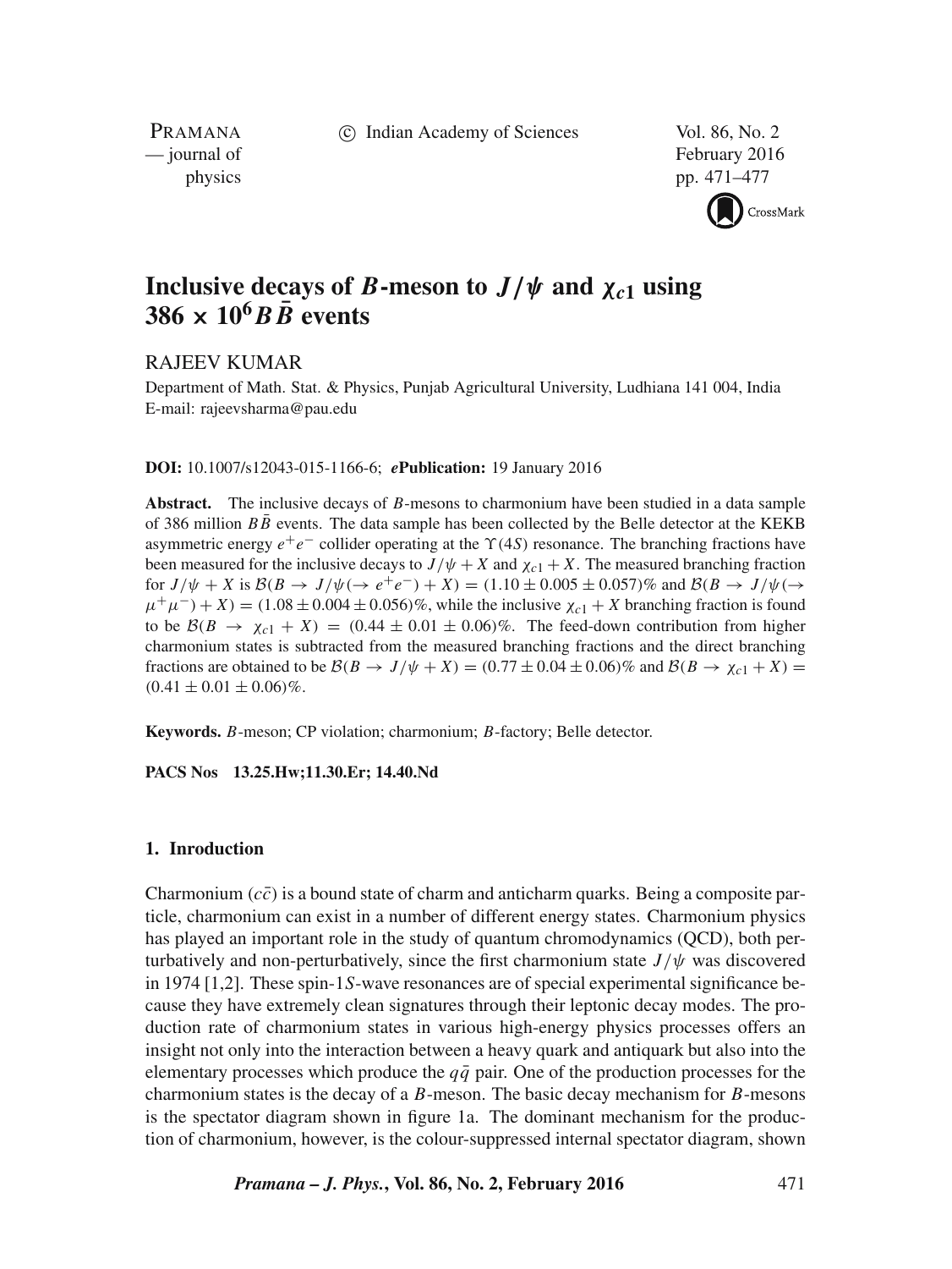# Inclusive decays of $B$-meson to $J/\psi$ and $\chi_{c1}$ using $386 \times 10^6 B\bar{B}$ events

RAJEEV KUMAR

Department of Math. Stat. & Physics, Punjab Agricultural University, Ludhiana 141 004, India
E-mail: rajeevsharma@pau.edu

**DOI:** 10.1007/s12043-015-1166-6; ***e*****Publication:** 19 January 2016

**Abstract.** The inclusive decays of $B$-mesons to charmonium have been studied in a data sample of 386 million $B\bar{B}$ events. The data sample has been collected by the Belle detector at the KEKB asymmetric energy $e^+e^-$ collider operating at the $\Upsilon(4S)$ resonance. The branching fractions have been measured for the inclusive decays to $J/\psi + X$ and $\chi_{c1} + X$. The measured branching fraction for $J/\psi + X$ is $\mathcal{B}(B \to J/\psi(\to e^+e^-) + X) = (1.10 \pm 0.005 \pm 0.057)\%$ and $\mathcal{B}(B \to J/\psi(\to \mu^+\mu^-) + X) = (1.08 \pm 0.004 \pm 0.056)\%$, while the inclusive $\chi_{c1} + X$ branching fraction is found to be $\mathcal{B}(B \to \chi_{c1} + X) = (0.44 \pm 0.01 \pm 0.06)\%$. The feed-down contribution from higher charmonium states is subtracted from the measured branching fractions and the direct branching fractions are obtained to be $\mathcal{B}(B \to J/\psi + X) = (0.77 \pm 0.04 \pm 0.06)\%$ and $\mathcal{B}(B \to \chi_{c1} + X) = (0.41 \pm 0.01 \pm 0.06)\%$.

**Keywords.** $B$-meson; CP violation; charmonium; $B$-factory; Belle detector.

**PACS Nos** 13.25.Hw;11.30.Er; 14.40.Nd

## 1. Introduction

Charmonium ($c\bar{c}$) is a bound state of charm and anticharm quarks. Being a composite particle, charmonium can exist in a number of different energy states. Charmonium physics has played an important role in the study of quantum chromodynamics (QCD), both perturbatively and non-perturbatively, since the first charmonium state $J/\psi$ was discovered in 1974 [1,2]. These spin-1$S$-wave resonances are of special experimental significance because they have extremely clean signatures through their leptonic decay modes. The production rate of charmonium states in various high-energy physics processes offers an insight not only into the interaction between a heavy quark and antiquark but also into the elementary processes which produce the $q\bar{q}$ pair. One of the production processes for the charmonium states is the decay of a $B$-meson. The basic decay mechanism for $B$-mesons is the spectator diagram shown in figure 1a. The dominant mechanism for the production of charmonium, however, is the colour-suppressed internal spectator diagram, shown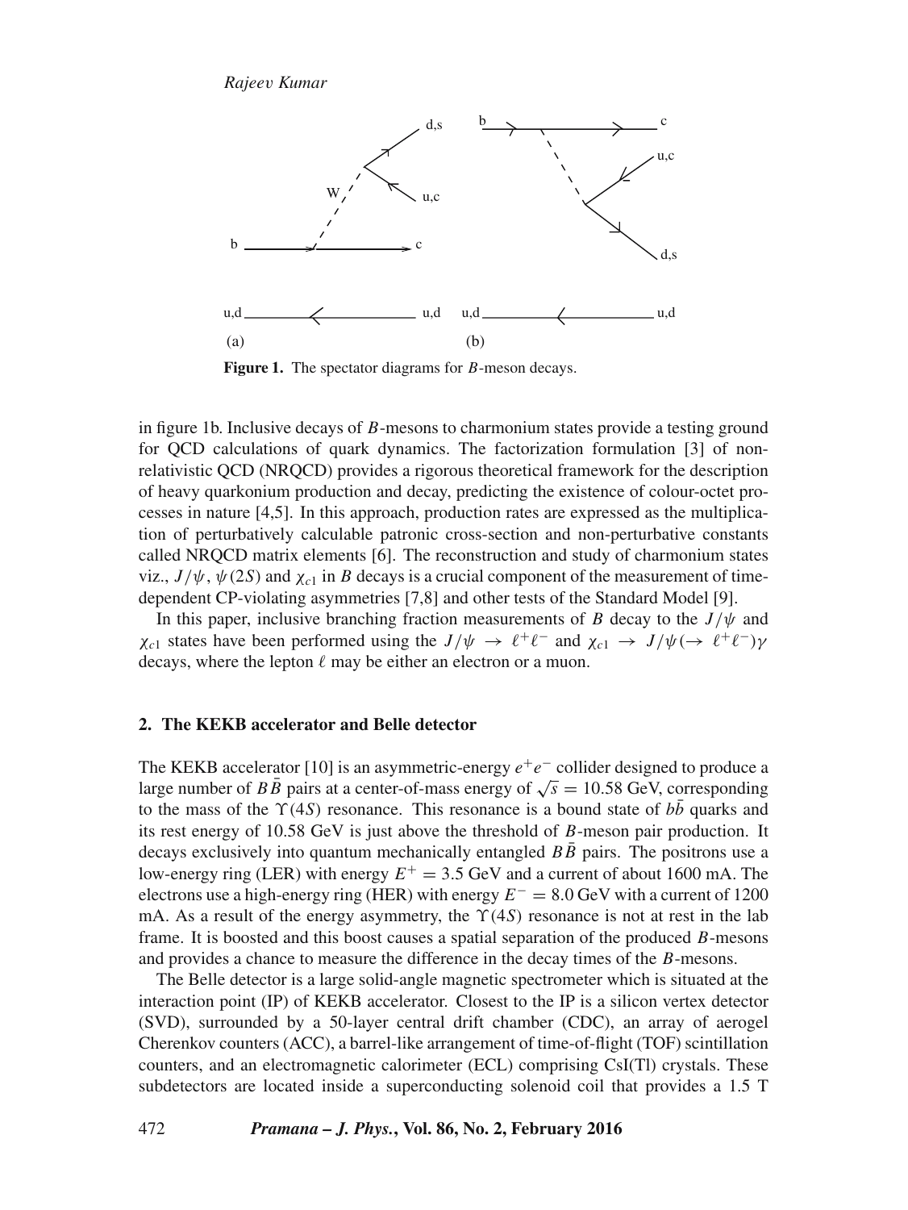**Figure 1.** The spectator diagrams for $B$-meson decays.

in figure 1b. Inclusive decays of $B$-mesons to charmonium states provide a testing ground for QCD calculations of quark dynamics. The factorization formulation [3] of non-relativistic QCD (NRQCD) provides a rigorous theoretical framework for the description of heavy quarkonium production and decay, predicting the existence of colour-octet processes in nature [4,5]. In this approach, production rates are expressed as the multiplication of perturbatively calculable patronic cross-section and non-perturbative constants called NRQCD matrix elements [6]. The reconstruction and study of charmonium states viz., $J/\psi$, $\psi(2S)$ and $\chi_{c1}$ in $B$ decays is a crucial component of the measurement of time-dependent CP-violating asymmetries [7,8] and other tests of the Standard Model [9].

In this paper, inclusive branching fraction measurements of $B$ decay to the $J/\psi$ and $\chi_{c1}$ states have been performed using the $J/\psi \rightarrow \ell^+\ell^-$ and $\chi_{c1} \rightarrow J/\psi(\rightarrow \ell^+\ell^-)\gamma$ decays, where the lepton $\ell$ may be either an electron or a muon.

## 2. The KEKB accelerator and Belle detector

The KEKB accelerator [10] is an asymmetric-energy $e^+e^-$ collider designed to produce a large number of $B\bar{B}$ pairs at a center-of-mass energy of $\sqrt{s} = 10.58$ GeV, corresponding to the mass of the $\Upsilon(4S)$ resonance. This resonance is a bound state of $b\bar{b}$ quarks and its rest energy of 10.58 GeV is just above the threshold of $B$-meson pair production. It decays exclusively into quantum mechanically entangled $B\bar{B}$ pairs. The positrons use a low-energy ring (LER) with energy $E^+ = 3.5$ GeV and a current of about 1600 mA. The electrons use a high-energy ring (HER) with energy $E^- = 8.0$ GeV with a current of 1200 mA. As a result of the energy asymmetry, the $\Upsilon(4S)$ resonance is not at rest in the lab frame. It is boosted and this boost causes a spatial separation of the produced $B$-mesons and provides a chance to measure the difference in the decay times of the $B$-mesons.

The Belle detector is a large solid-angle magnetic spectrometer which is situated at the interaction point (IP) of KEKB accelerator. Closest to the IP is a silicon vertex detector (SVD), surrounded by a 50-layer central drift chamber (CDC), an array of aerogel Cherenkov counters (ACC), a barrel-like arrangement of time-of-flight (TOF) scintillation counters, and an electromagnetic calorimeter (ECL) comprising CsI(Tl) crystals. These subdetectors are located inside a superconducting solenoid coil that provides a 1.5 T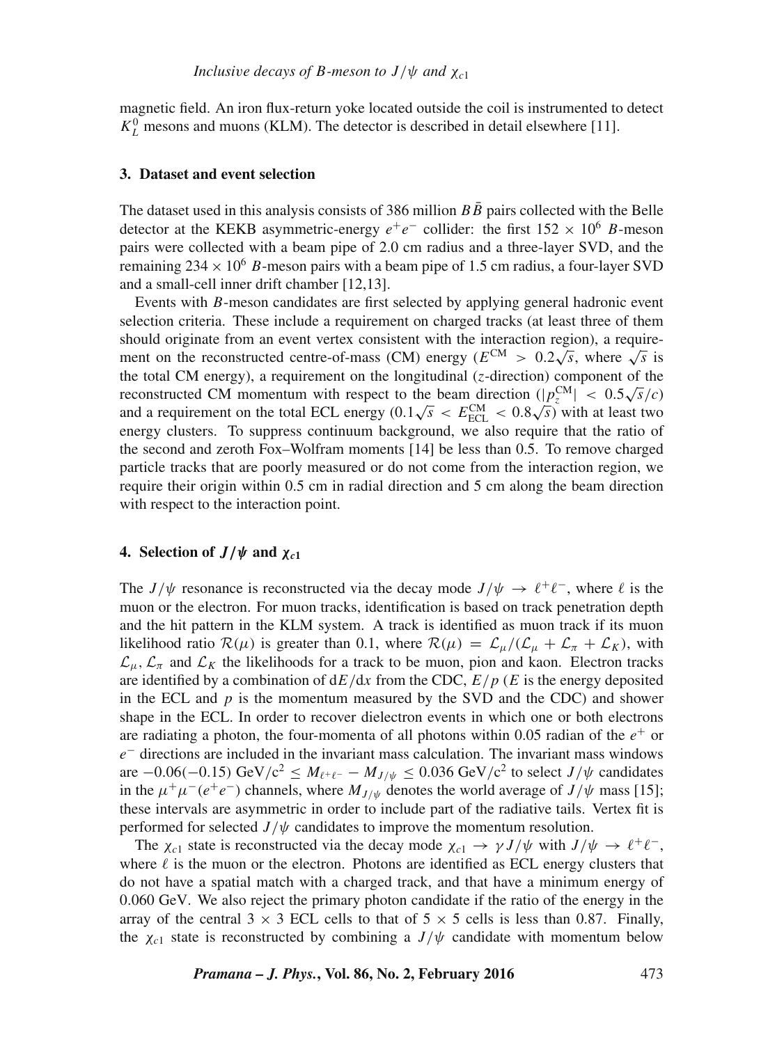magnetic field. An iron flux-return yoke located outside the coil is instrumented to detect $K_L^0$ mesons and muons (KLM). The detector is described in detail elsewhere [11].

## 3. Dataset and event selection

The dataset used in this analysis consists of 386 million $B\bar{B}$ pairs collected with the Belle detector at the KEKB asymmetric-energy $e^+e^-$ collider: the first $152 \times 10^6$ $B$-meson pairs were collected with a beam pipe of 2.0 cm radius and a three-layer SVD, and the remaining $234 \times 10^6$ $B$-meson pairs with a beam pipe of 1.5 cm radius, a four-layer SVD and a small-cell inner drift chamber [12,13].

Events with $B$-meson candidates are first selected by applying general hadronic event selection criteria. These include a requirement on charged tracks (at least three of them should originate from an event vertex consistent with the interaction region), a requirement on the reconstructed centre-of-mass (CM) energy ($E^{\mathrm{CM}} > 0.2\sqrt{s}$, where $\sqrt{s}$ is the total CM energy), a requirement on the longitudinal ($z$-direction) component of the reconstructed CM momentum with respect to the beam direction ($|p_z^{\mathrm{CM}}| < 0.5\sqrt{s}/c$) and a requirement on the total ECL energy ($0.1\sqrt{s} < E_{\mathrm{ECL}}^{\mathrm{CM}} < 0.8\sqrt{s}$) with at least two energy clusters. To suppress continuum background, we also require that the ratio of the second and zeroth Fox–Wolfram moments [14] be less than 0.5. To remove charged particle tracks that are poorly measured or do not come from the interaction region, we require their origin within 0.5 cm in radial direction and 5 cm along the beam direction with respect to the interaction point.

## 4. Selection of $J/\psi$ and $\chi_{c1}$

The $J/\psi$ resonance is reconstructed via the decay mode $J/\psi \to \ell^+\ell^-$, where $\ell$ is the muon or the electron. For muon tracks, identification is based on track penetration depth and the hit pattern in the KLM system. A track is identified as muon track if its muon likelihood ratio $\mathcal{R}(\mu)$ is greater than 0.1, where $\mathcal{R}(\mu) = \mathcal{L}_\mu/(\mathcal{L}_\mu + \mathcal{L}_\pi + \mathcal{L}_K)$, with $\mathcal{L}_\mu$, $\mathcal{L}_\pi$ and $\mathcal{L}_K$ the likelihoods for a track to be muon, pion and kaon. Electron tracks are identified by a combination of $\mathrm{d}E/\mathrm{d}x$ from the CDC, $E/p$ ($E$ is the energy deposited in the ECL and $p$ is the momentum measured by the SVD and the CDC) and shower shape in the ECL. In order to recover dielectron events in which one or both electrons are radiating a photon, the four-momenta of all photons within 0.05 radian of the $e^+$ or $e^-$ directions are included in the invariant mass calculation. The invariant mass windows are $-0.06(-0.15)$ GeV/c$^2$ $\leq M_{\ell^+\ell^-} - M_{J/\psi} \leq 0.036$ GeV/c$^2$ to select $J/\psi$ candidates in the $\mu^+\mu^-(e^+e^-)$ channels, where $M_{J/\psi}$ denotes the world average of $J/\psi$ mass [15]; these intervals are asymmetric in order to include part of the radiative tails. Vertex fit is performed for selected $J/\psi$ candidates to improve the momentum resolution.

The $\chi_{c1}$ state is reconstructed via the decay mode $\chi_{c1} \to \gamma J/\psi$ with $J/\psi \to \ell^+\ell^-$, where $\ell$ is the muon or the electron. Photons are identified as ECL energy clusters that do not have a spatial match with a charged track, and that have a minimum energy of 0.060 GeV. We also reject the primary photon candidate if the ratio of the energy in the array of the central $3 \times 3$ ECL cells to that of $5 \times 5$ cells is less than 0.87. Finally, the $\chi_{c1}$ state is reconstructed by combining a $J/\psi$ candidate with momentum below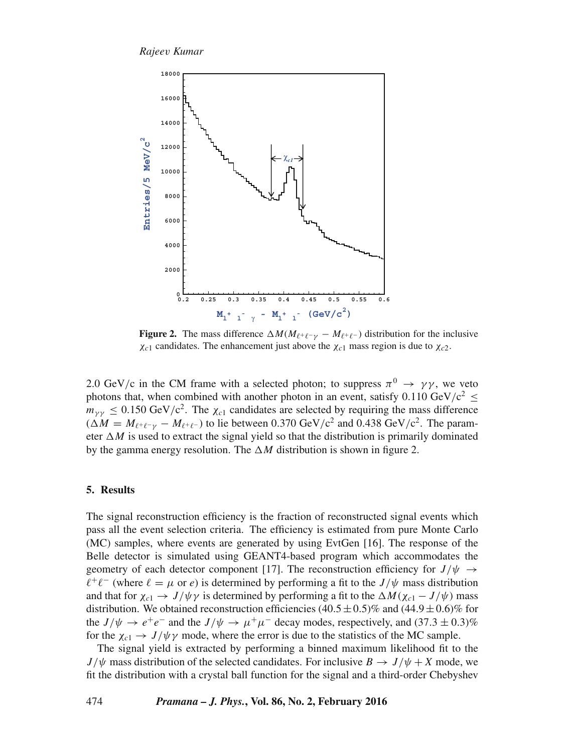**Figure 2.** The mass difference $\Delta M(M_{\ell^+\ell^-\gamma} - M_{\ell^+\ell^-})$ distribution for the inclusive $\chi_{c1}$ candidates. The enhancement just above the $\chi_{c1}$ mass region is due to $\chi_{c2}$.

2.0 GeV/c in the CM frame with a selected photon; to suppress $\pi^0 \rightarrow \gamma\gamma$, we veto photons that, when combined with another photon in an event, satisfy 0.110 GeV/c$^2$ $\leq m_{\gamma\gamma} \leq$ 0.150 GeV/c$^2$. The $\chi_{c1}$ candidates are selected by requiring the mass difference ($\Delta M = M_{\ell^+\ell^-\gamma} - M_{\ell^+\ell^-}$) to lie between 0.370 GeV/c$^2$ and 0.438 GeV/c$^2$. The parameter $\Delta M$ is used to extract the signal yield so that the distribution is primarily dominated by the gamma energy resolution. The $\Delta M$ distribution is shown in figure 2.

## 5. Results

The signal reconstruction efficiency is the fraction of reconstructed signal events which pass all the event selection criteria. The efficiency is estimated from pure Monte Carlo (MC) samples, where events are generated by using EvtGen [16]. The response of the Belle detector is simulated using GEANT4-based program which accommodates the geometry of each detector component [17]. The reconstruction efficiency for $J/\psi \rightarrow \ell^+\ell^-$ (where $\ell = \mu$ or $e$) is determined by performing a fit to the $J/\psi$ mass distribution and that for $\chi_{c1} \rightarrow J/\psi\gamma$ is determined by performing a fit to the $\Delta M(\chi_{c1} - J/\psi)$ mass distribution. We obtained reconstruction efficiencies $(40.5 \pm 0.5)$% and $(44.9 \pm 0.6)$% for the $J/\psi \rightarrow e^+e^-$ and the $J/\psi \rightarrow \mu^+\mu^-$ decay modes, respectively, and $(37.3 \pm 0.3)$% for the $\chi_{c1} \rightarrow J/\psi\gamma$ mode, where the error is due to the statistics of the MC sample.

The signal yield is extracted by performing a binned maximum likelihood fit to the $J/\psi$ mass distribution of the selected candidates. For inclusive $B \rightarrow J/\psi + X$ mode, we fit the distribution with a crystal ball function for the signal and a third-order Chebyshev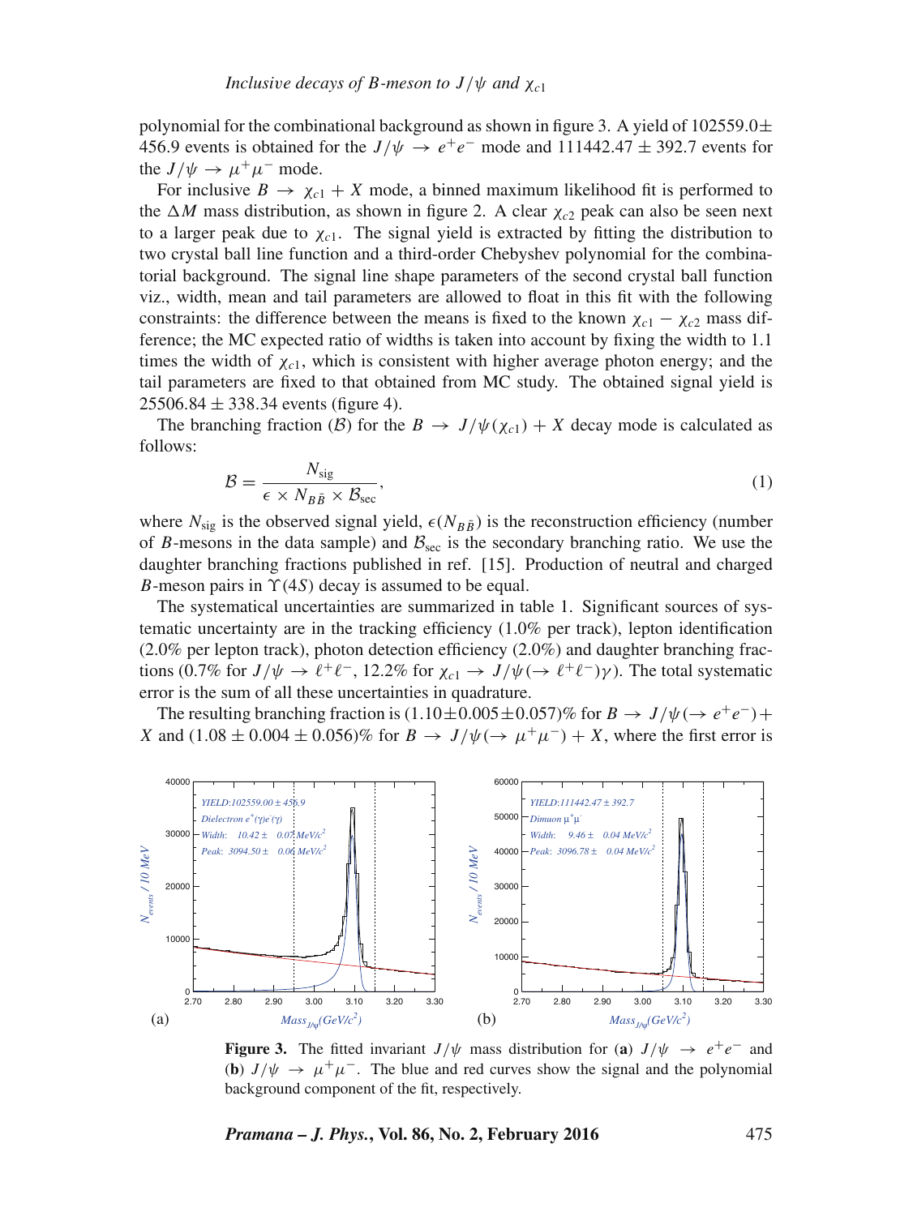polynomial for the combinational background as shown in figure 3. A yield of $102559.0 \pm 456.9$ events is obtained for the $J/\psi \rightarrow e^+e^-$ mode and $111442.47 \pm 392.7$ events for the $J/\psi \rightarrow \mu^+\mu^-$ mode.

For inclusive $B \rightarrow \chi_{c1} + X$ mode, a binned maximum likelihood fit is performed to the $\Delta M$ mass distribution, as shown in figure 2. A clear $\chi_{c2}$ peak can also be seen next to a larger peak due to $\chi_{c1}$. The signal yield is extracted by fitting the distribution to two crystal ball line function and a third-order Chebyshev polynomial for the combinatorial background. The signal line shape parameters of the second crystal ball function viz., width, mean and tail parameters are allowed to float in this fit with the following constraints: the difference between the means is fixed to the known $\chi_{c1} - \chi_{c2}$ mass difference; the MC expected ratio of widths is taken into account by fixing the width to 1.1 times the width of $\chi_{c1}$, which is consistent with higher average photon energy; and the tail parameters are fixed to that obtained from MC study. The obtained signal yield is $25506.84 \pm 338.34$ events (figure 4).

The branching fraction ($\mathcal{B}$) for the $B \rightarrow J/\psi(\chi_{c1}) + X$ decay mode is calculated as follows:

$$\mathcal{B} = \frac{N_{\text{sig}}}{\epsilon \times N_{B\bar{B}} \times \mathcal{B}_{\text{sec}}}, \tag{1}$$

where $N_{\text{sig}}$ is the observed signal yield, $\epsilon(N_{B\bar{B}})$ is the reconstruction efficiency (number of $B$-mesons in the data sample) and $\mathcal{B}_{\text{sec}}$ is the secondary branching ratio. We use the daughter branching fractions published in ref. [15]. Production of neutral and charged $B$-meson pairs in $\Upsilon(4S)$ decay is assumed to be equal.

The systematical uncertainties are summarized in table 1. Significant sources of systematic uncertainty are in the tracking efficiency (1.0% per track), lepton identification (2.0% per lepton track), photon detection efficiency (2.0%) and daughter branching fractions (0.7% for $J/\psi \rightarrow \ell^+\ell^-$, 12.2% for $\chi_{c1} \rightarrow J/\psi(\rightarrow \ell^+\ell^-)\gamma$). The total systematic error is the sum of all these uncertainties in quadrature.

The resulting branching fraction is $(1.10 \pm 0.005 \pm 0.057)\%$ for $B \rightarrow J/\psi(\rightarrow e^+e^-) + X$ and $(1.08 \pm 0.004 \pm 0.056)\%$ for $B \rightarrow J/\psi(\rightarrow \mu^+\mu^-) + X$, where the first error is

**Figure 3.** The fitted invariant $J/\psi$ mass distribution for (**a**) $J/\psi \rightarrow e^+e^-$ and (**b**) $J/\psi \rightarrow \mu^+\mu^-$. The blue and red curves show the signal and the polynomial background component of the fit, respectively.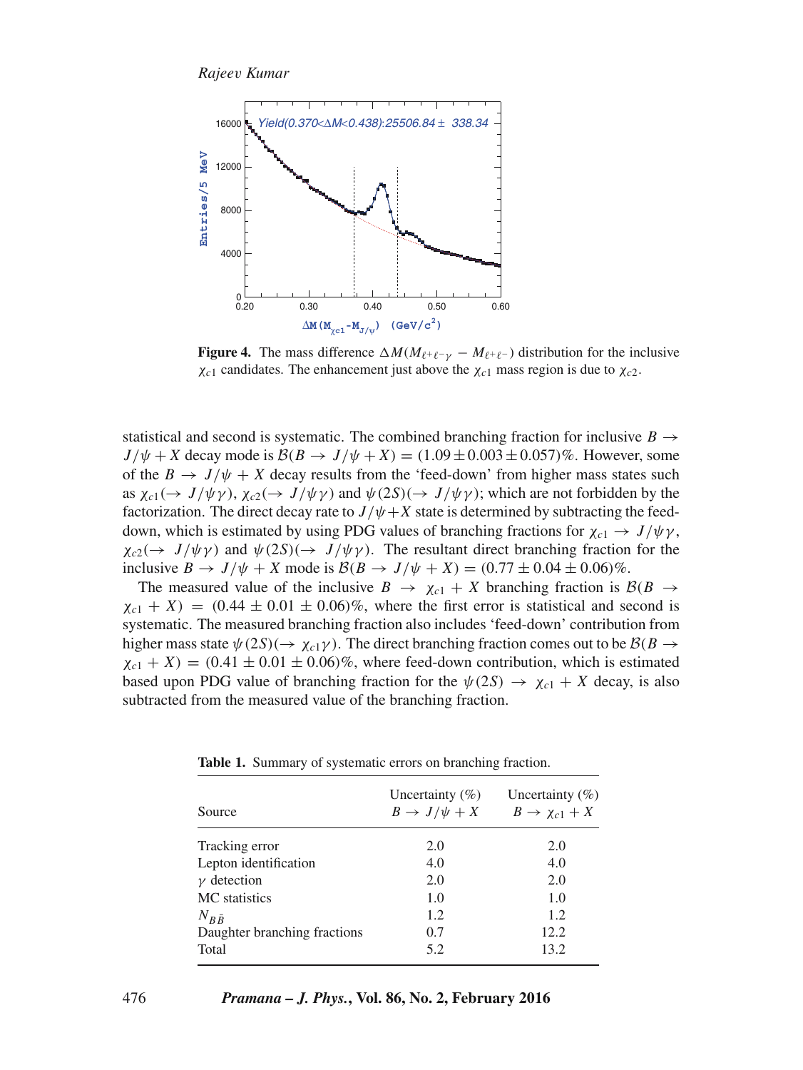**Figure 4.** The mass difference $\Delta M(M_{\ell^+\ell^-\gamma} - M_{\ell^+\ell^-})$ distribution for the inclusive $\chi_{c1}$ candidates. The enhancement just above the $\chi_{c1}$ mass region is due to $\chi_{c2}$.

statistical and second is systematic. The combined branching fraction for inclusive $B \to J/\psi + X$ decay mode is $\mathcal{B}(B \to J/\psi + X) = (1.09 \pm 0.003 \pm 0.057)\%$. However, some of the $B \to J/\psi + X$ decay results from the 'feed-down' from higher mass states such as $\chi_{c1}(\to J/\psi\gamma)$, $\chi_{c2}(\to J/\psi\gamma)$ and $\psi(2S)(\to J/\psi\gamma)$; which are not forbidden by the factorization. The direct decay rate to $J/\psi + X$ state is determined by subtracting the feed-down, which is estimated by using PDG values of branching fractions for $\chi_{c1} \to J/\psi\gamma$, $\chi_{c2}(\to J/\psi\gamma)$ and $\psi(2S)(\to J/\psi\gamma)$. The resultant direct branching fraction for the inclusive $B \to J/\psi + X$ mode is $\mathcal{B}(B \to J/\psi + X) = (0.77 \pm 0.04 \pm 0.06)\%$.

The measured value of the inclusive $B \to \chi_{c1} + X$ branching fraction is $\mathcal{B}(B \to \chi_{c1} + X) = (0.44 \pm 0.01 \pm 0.06)\%$, where the first error is statistical and second is systematic. The measured branching fraction also includes 'feed-down' contribution from higher mass state $\psi(2S)(\to \chi_{c1}\gamma)$. The direct branching fraction comes out to be $\mathcal{B}(B \to \chi_{c1} + X) = (0.41 \pm 0.01 \pm 0.06)\%$, where feed-down contribution, which is estimated based upon PDG value of branching fraction for the $\psi(2S) \to \chi_{c1} + X$ decay, is also subtracted from the measured value of the branching fraction.

**Table 1.** Summary of systematic errors on branching fraction.

| Source | Uncertainty (%) $B \to J/\psi + X$ | Uncertainty (%) $B \to \chi_{c1} + X$ |
|---|---|---|
| Tracking error | 2.0 | 2.0 |
| Lepton identification | 4.0 | 4.0 |
| $\gamma$ detection | 2.0 | 2.0 |
| MC statistics | 1.0 | 1.0 |
| $N_{B\bar{B}}$ | 1.2 | 1.2 |
| Daughter branching fractions | 0.7 | 12.2 |
| Total | 5.2 | 13.2 |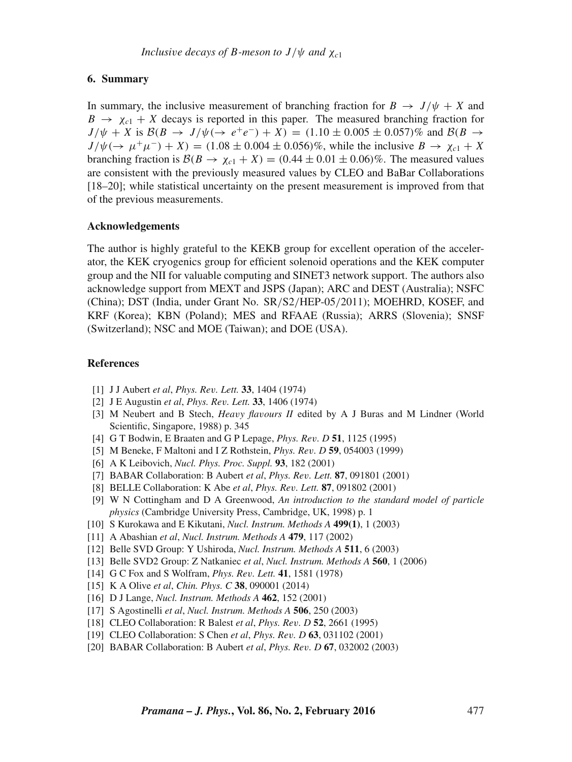## 6. Summary

In summary, the inclusive measurement of branching fraction for $B \rightarrow J/\psi + X$ and $B \rightarrow \chi_{c1} + X$ decays is reported in this paper. The measured branching fraction for $J/\psi + X$ is $\mathcal{B}(B \rightarrow J/\psi(\rightarrow e^+e^-) + X) = (1.10 \pm 0.005 \pm 0.057)\%$ and $\mathcal{B}(B \rightarrow J/\psi(\rightarrow \mu^+\mu^-) + X) = (1.08 \pm 0.004 \pm 0.056)\%$, while the inclusive $B \rightarrow \chi_{c1} + X$ branching fraction is $\mathcal{B}(B \rightarrow \chi_{c1} + X) = (0.44 \pm 0.01 \pm 0.06)\%$. The measured values are consistent with the previously measured values by CLEO and BaBar Collaborations [18–20]; while statistical uncertainty on the present measurement is improved from that of the previous measurements.

### Acknowledgements

The author is highly grateful to the KEKB group for excellent operation of the accelerator, the KEK cryogenics group for efficient solenoid operations and the KEK computer group and the NII for valuable computing and SINET3 network support. The authors also acknowledge support from MEXT and JSPS (Japan); ARC and DEST (Australia); NSFC (China); DST (India, under Grant No. SR/S2/HEP-05/2011); MOEHRD, KOSEF, and KRF (Korea); KBN (Poland); MES and RFAAE (Russia); ARRS (Slovenia); SNSF (Switzerland); NSC and MOE (Taiwan); and DOE (USA).

### References

[1] J J Aubert *et al*, *Phys. Rev. Lett.* **33**, 1404 (1974)
[2] J E Augustin *et al*, *Phys. Rev. Lett.* **33**, 1406 (1974)
[3] M Neubert and B Stech, *Heavy flavours II* edited by A J Buras and M Lindner (World Scientific, Singapore, 1988) p. 345
[4] G T Bodwin, E Braaten and G P Lepage, *Phys. Rev. D* **51**, 1125 (1995)
[5] M Beneke, F Maltoni and I Z Rothstein, *Phys. Rev. D* **59**, 054003 (1999)
[6] A K Leibovich, *Nucl. Phys. Proc. Suppl.* **93**, 182 (2001)
[7] BABAR Collaboration: B Aubert *et al*, *Phys. Rev. Lett.* **87**, 091801 (2001)
[8] BELLE Collaboration: K Abe *et al*, *Phys. Rev. Lett.* **87**, 091802 (2001)
[9] W N Cottingham and D A Greenwood, *An introduction to the standard model of particle physics* (Cambridge University Press, Cambridge, UK, 1998) p. 1
[10] S Kurokawa and E Kikutani, *Nucl. Instrum. Methods A* **499(1)**, 1 (2003)
[11] A Abashian *et al*, *Nucl. Instrum. Methods A* **479**, 117 (2002)
[12] Belle SVD Group: Y Ushiroda, *Nucl. Instrum. Methods A* **511**, 6 (2003)
[13] Belle SVD2 Group: Z Natkaniec *et al*, *Nucl. Instrum. Methods A* **560**, 1 (2006)
[14] G C Fox and S Wolfram, *Phys. Rev. Lett.* **41**, 1581 (1978)
[15] K A Olive *et al*, *Chin. Phys. C* **38**, 090001 (2014)
[16] D J Lange, *Nucl. Instrum. Methods A* **462**, 152 (2001)
[17] S Agostinelli *et al*, *Nucl. Instrum. Methods A* **506**, 250 (2003)
[18] CLEO Collaboration: R Balest *et al*, *Phys. Rev. D* **52**, 2661 (1995)
[19] CLEO Collaboration: S Chen *et al*, *Phys. Rev. D* **63**, 031102 (2001)
[20] BABAR Collaboration: B Aubert *et al*, *Phys. Rev. D* **67**, 032002 (2003)